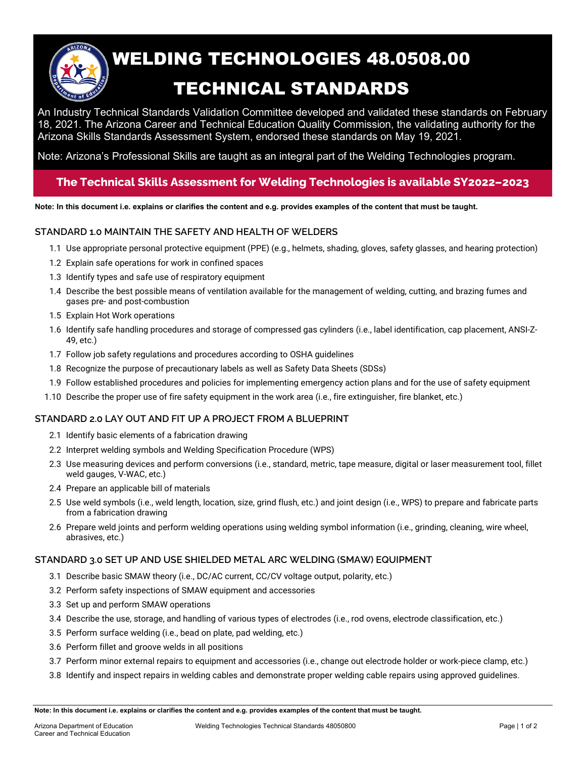# WELDING TECHNOLOGIES 48.0508.00

# TECHNICAL STANDARDS

An Industry Technical Standards Validation Committee developed and validated these standards on February 18, 2021. The Arizona Career and Technical Education Quality Commission, the validating authority for the Arizona Skills Standards Assessment System, endorsed these standards on May 19, 2021.

Note: Arizona's Professional Skills are taught as an integral part of the Welding Technologies program.

**The Technical Skills Assessment for Welding Technologies is available SY2022–2023**

**Note: In this document i.e. explains or clarifies the content and e.g. provides examples of the content that must be taught.**

## STANDARD 1.0 MAINTAIN THE SAFETY AND HEALTH OF WELDERS

1.1 Use appropriate personal protective equipment (PPE) (e.g., helmets, shading, gloves, safety glasses, and hearing protection)

1.2 Explain safe operations for work in confined spaces

1.3 Identify types and safe use of respiratory equipment

1.4 Describe the best possible means of ventilation available for the management of welding, cutting, and brazing fumes and gases pre- and post-combustion

1.5 Explain Hot Work operations

1.6 Identify safe handling procedures and storage of compressed gas cylinders (i.e., label identification, cap placement, ANSI-Z-49, etc.)

1.7 Follow job safety regulations and procedures according to OSHA guidelines

1.8 Recognize the purpose of precautionary labels as well as Safety Data Sheets (SDSs)

1.9 Follow established procedures and policies for implementing emergency action plans and for the use of safety equipment

1.10 Describe the proper use of fire safety equipment in the work area (i.e., fire extinguisher, fire blanket, etc.)

## STANDARD 2.0 LAY OUT AND FIT UP A PROJECT FROM A BLUEPRINT

2.1 Identify basic elements of a fabrication drawing

2.2 Interpret welding symbols and Welding Specification Procedure (WPS)

2.3 Use measuring devices and perform conversions (i.e., standard, metric, tape measure, digital or laser measurement tool, fillet weld gauges, V-WAC, etc.)

2.4 Prepare an applicable bill of materials

2.5 Use weld symbols (i.e., weld length, location, size, grind flush, etc.) and joint design (i.e., WPS) to prepare and fabricate parts from a fabrication drawing

2.6 Prepare weld joints and perform welding operations using welding symbol information (i.e., grinding, cleaning, wire wheel, abrasives, etc.)

## STANDARD 3.0 SET UP AND USE SHIELDED METAL ARC WELDING (SMAW) EQUIPMENT

3.1 Describe basic SMAW theory (i.e., DC/AC current, CC/CV voltage output, polarity, etc.)

3.2 Perform safety inspections of SMAW equipment and accessories

3.3 Set up and perform SMAW operations

3.4 Describe the use, storage, and handling of various types of electrodes (i.e., rod ovens, electrode classification, etc.)

3.5 Perform surface welding (i.e., bead on plate, pad welding, etc.)

3.6 Perform fillet and groove welds in all positions

3.7 Perform minor external repairs to equipment and accessories (i.e., change out electrode holder or work-piece clamp, etc.)

3.8 Identify and inspect repairs in welding cables and demonstrate proper welding cable repairs using approved guidelines.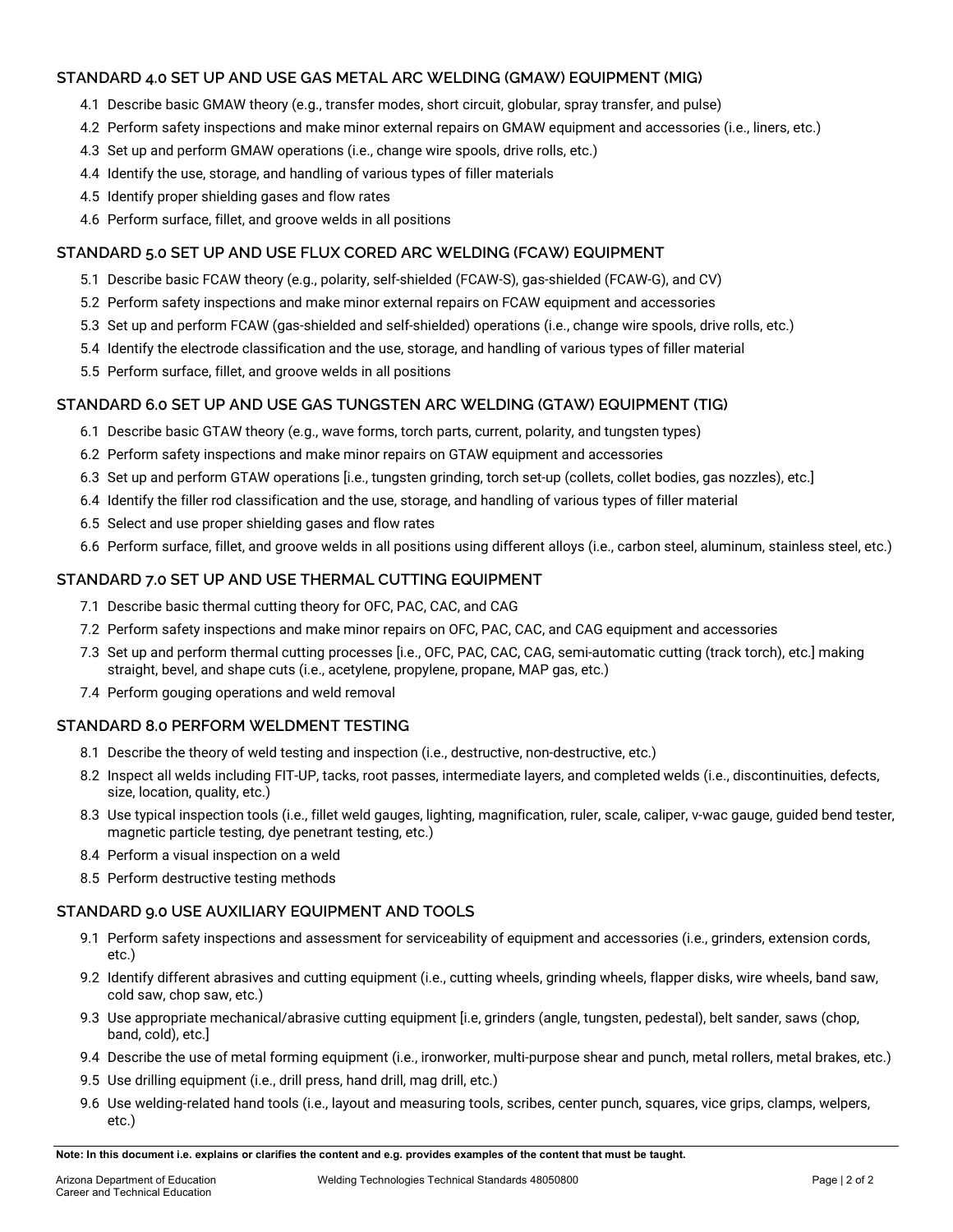## STANDARD 4.0 SET UP AND USE GAS METAL ARC WELDING (GMAW) EQUIPMENT (MIG)

4.1 Describe basic GMAW theory (e.g., transfer modes, short circuit, globular, spray transfer, and pulse)
4.2 Perform safety inspections and make minor external repairs on GMAW equipment and accessories (i.e., liners, etc.)
4.3 Set up and perform GMAW operations (i.e., change wire spools, drive rolls, etc.)
4.4 Identify the use, storage, and handling of various types of filler materials
4.5 Identify proper shielding gases and flow rates
4.6 Perform surface, fillet, and groove welds in all positions

## STANDARD 5.0 SET UP AND USE FLUX CORED ARC WELDING (FCAW) EQUIPMENT

5.1 Describe basic FCAW theory (e.g., polarity, self-shielded (FCAW-S), gas-shielded (FCAW-G), and CV)
5.2 Perform safety inspections and make minor external repairs on FCAW equipment and accessories
5.3 Set up and perform FCAW (gas-shielded and self-shielded) operations (i.e., change wire spools, drive rolls, etc.)
5.4 Identify the electrode classification and the use, storage, and handling of various types of filler material
5.5 Perform surface, fillet, and groove welds in all positions

## STANDARD 6.0 SET UP AND USE GAS TUNGSTEN ARC WELDING (GTAW) EQUIPMENT (TIG)

6.1 Describe basic GTAW theory (e.g., wave forms, torch parts, current, polarity, and tungsten types)
6.2 Perform safety inspections and make minor repairs on GTAW equipment and accessories
6.3 Set up and perform GTAW operations [i.e., tungsten grinding, torch set-up (collets, collet bodies, gas nozzles), etc.]
6.4 Identify the filler rod classification and the use, storage, and handling of various types of filler material
6.5 Select and use proper shielding gases and flow rates
6.6 Perform surface, fillet, and groove welds in all positions using different alloys (i.e., carbon steel, aluminum, stainless steel, etc.)

## STANDARD 7.0 SET UP AND USE THERMAL CUTTING EQUIPMENT

7.1 Describe basic thermal cutting theory for OFC, PAC, CAC, and CAG
7.2 Perform safety inspections and make minor repairs on OFC, PAC, CAC, and CAG equipment and accessories
7.3 Set up and perform thermal cutting processes [i.e., OFC, PAC, CAC, CAG, semi-automatic cutting (track torch), etc.] making straight, bevel, and shape cuts (i.e., acetylene, propylene, propane, MAP gas, etc.)
7.4 Perform gouging operations and weld removal

## STANDARD 8.0 PERFORM WELDMENT TESTING

8.1 Describe the theory of weld testing and inspection (i.e., destructive, non-destructive, etc.)
8.2 Inspect all welds including FIT-UP, tacks, root passes, intermediate layers, and completed welds (i.e., discontinuities, defects, size, location, quality, etc.)
8.3 Use typical inspection tools (i.e., fillet weld gauges, lighting, magnification, ruler, scale, caliper, v-wac gauge, guided bend tester, magnetic particle testing, dye penetrant testing, etc.)
8.4 Perform a visual inspection on a weld
8.5 Perform destructive testing methods

## STANDARD 9.0 USE AUXILIARY EQUIPMENT AND TOOLS

9.1 Perform safety inspections and assessment for serviceability of equipment and accessories (i.e., grinders, extension cords, etc.)
9.2 Identify different abrasives and cutting equipment (i.e., cutting wheels, grinding wheels, flapper disks, wire wheels, band saw, cold saw, chop saw, etc.)
9.3 Use appropriate mechanical/abrasive cutting equipment [i.e, grinders (angle, tungsten, pedestal), belt sander, saws (chop, band, cold), etc.]
9.4 Describe the use of metal forming equipment (i.e., ironworker, multi-purpose shear and punch, metal rollers, metal brakes, etc.)
9.5 Use drilling equipment (i.e., drill press, hand drill, mag drill, etc.)
9.6 Use welding-related hand tools (i.e., layout and measuring tools, scribes, center punch, squares, vice grips, clamps, welpers, etc.)

**Note: In this document i.e. explains or clarifies the content and e.g. provides examples of the content that must be taught.**